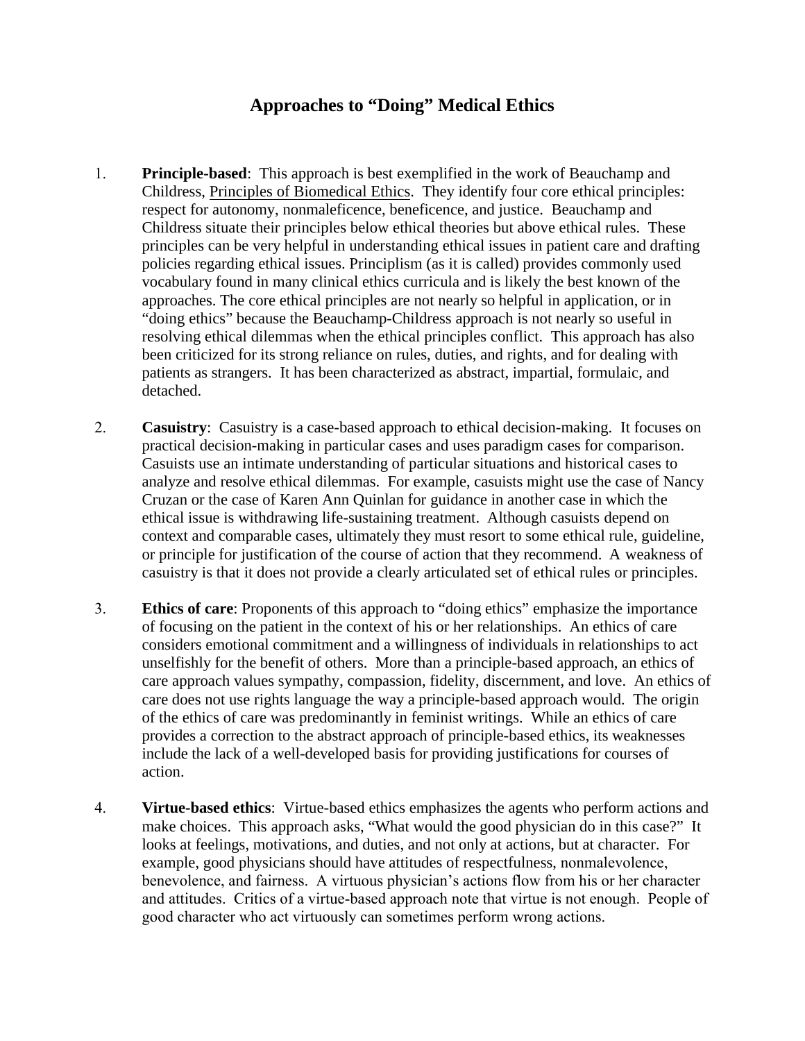# Approaches to "Doing" Medical Ethics

1. **Principle-based**: This approach is best exemplified in the work of Beauchamp and Childress, Principles of Biomedical Ethics. They identify four core ethical principles: respect for autonomy, nonmaleficence, beneficence, and justice. Beauchamp and Childress situate their principles below ethical theories but above ethical rules. These principles can be very helpful in understanding ethical issues in patient care and drafting policies regarding ethical issues. Principlism (as it is called) provides commonly used vocabulary found in many clinical ethics curricula and is likely the best known of the approaches. The core ethical principles are not nearly so helpful in application, or in "doing ethics" because the Beauchamp-Childress approach is not nearly so useful in resolving ethical dilemmas when the ethical principles conflict. This approach has also been criticized for its strong reliance on rules, duties, and rights, and for dealing with patients as strangers. It has been characterized as abstract, impartial, formulaic, and detached.

2. **Casuistry**: Casuistry is a case-based approach to ethical decision-making. It focuses on practical decision-making in particular cases and uses paradigm cases for comparison. Casuists use an intimate understanding of particular situations and historical cases to analyze and resolve ethical dilemmas. For example, casuists might use the case of Nancy Cruzan or the case of Karen Ann Quinlan for guidance in another case in which the ethical issue is withdrawing life-sustaining treatment. Although casuists depend on context and comparable cases, ultimately they must resort to some ethical rule, guideline, or principle for justification of the course of action that they recommend. A weakness of casuistry is that it does not provide a clearly articulated set of ethical rules or principles.

3. **Ethics of care**: Proponents of this approach to "doing ethics" emphasize the importance of focusing on the patient in the context of his or her relationships. An ethics of care considers emotional commitment and a willingness of individuals in relationships to act unselfishly for the benefit of others. More than a principle-based approach, an ethics of care approach values sympathy, compassion, fidelity, discernment, and love. An ethics of care does not use rights language the way a principle-based approach would. The origin of the ethics of care was predominantly in feminist writings. While an ethics of care provides a correction to the abstract approach of principle-based ethics, its weaknesses include the lack of a well-developed basis for providing justifications for courses of action.

4. **Virtue-based ethics**: Virtue-based ethics emphasizes the agents who perform actions and make choices. This approach asks, "What would the good physician do in this case?" It looks at feelings, motivations, and duties, and not only at actions, but at character. For example, good physicians should have attitudes of respectfulness, nonmalevolence, benevolence, and fairness. A virtuous physician's actions flow from his or her character and attitudes. Critics of a virtue-based approach note that virtue is not enough. People of good character who act virtuously can sometimes perform wrong actions.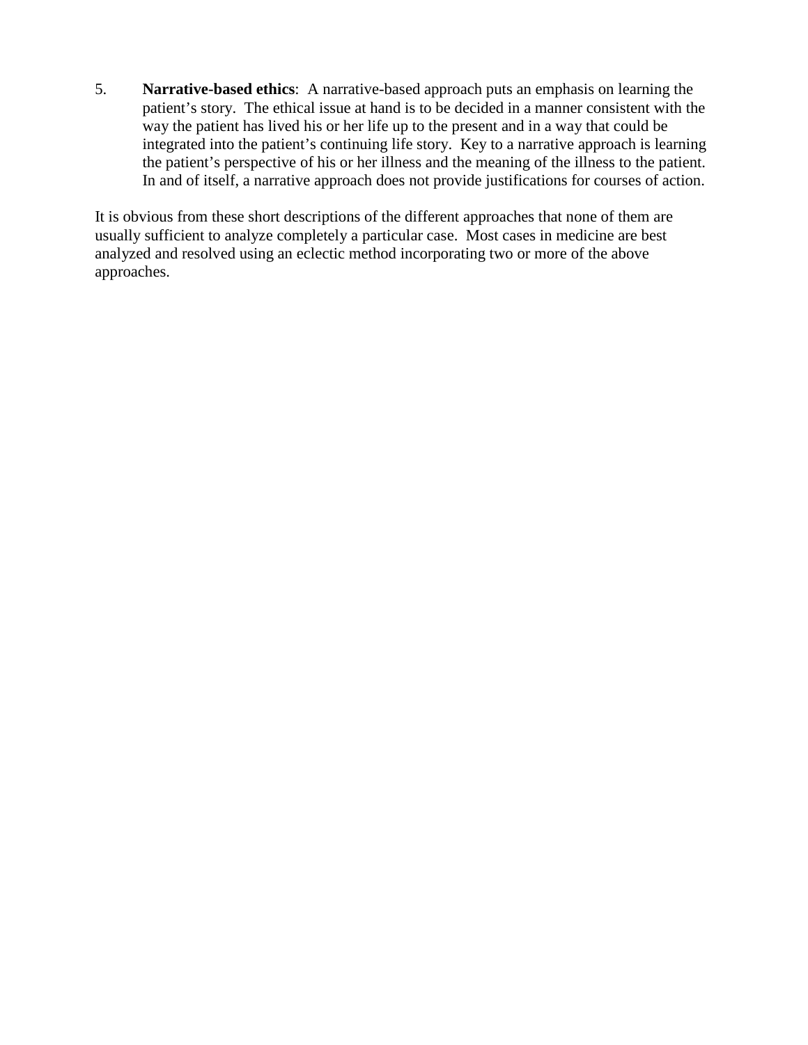5. **Narrative-based ethics**: A narrative-based approach puts an emphasis on learning the patient's story. The ethical issue at hand is to be decided in a manner consistent with the way the patient has lived his or her life up to the present and in a way that could be integrated into the patient's continuing life story. Key to a narrative approach is learning the patient's perspective of his or her illness and the meaning of the illness to the patient. In and of itself, a narrative approach does not provide justifications for courses of action.

It is obvious from these short descriptions of the different approaches that none of them are usually sufficient to analyze completely a particular case. Most cases in medicine are best analyzed and resolved using an eclectic method incorporating two or more of the above approaches.